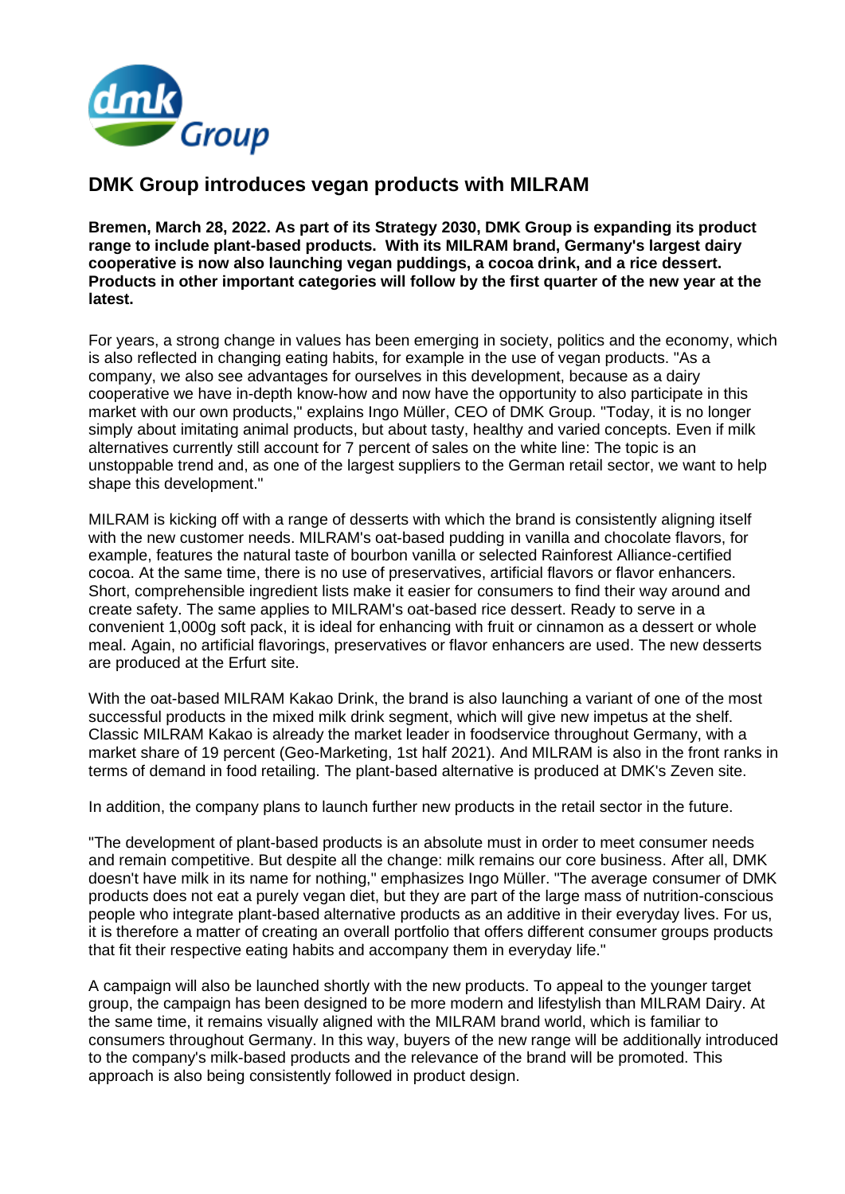# DMK Group introduces vegan products with MILRAM

**Bremen, March 28, 2022. As part of its Strategy 2030, DMK Group is expanding its product range to include plant-based products. With its MILRAM brand, Germany's largest dairy cooperative is now also launching vegan puddings, a cocoa drink, and a rice dessert. Products in other important categories will follow by the first quarter of the new year at the latest.**

For years, a strong change in values has been emerging in society, politics and the economy, which is also reflected in changing eating habits, for example in the use of vegan products. "As a company, we also see advantages for ourselves in this development, because as a dairy cooperative we have in-depth know-how and now have the opportunity to also participate in this market with our own products," explains Ingo Müller, CEO of DMK Group. "Today, it is no longer simply about imitating animal products, but about tasty, healthy and varied concepts. Even if milk alternatives currently still account for 7 percent of sales on the white line: The topic is an unstoppable trend and, as one of the largest suppliers to the German retail sector, we want to help shape this development."

MILRAM is kicking off with a range of desserts with which the brand is consistently aligning itself with the new customer needs. MILRAM's oat-based pudding in vanilla and chocolate flavors, for example, features the natural taste of bourbon vanilla or selected Rainforest Alliance-certified cocoa. At the same time, there is no use of preservatives, artificial flavors or flavor enhancers. Short, comprehensible ingredient lists make it easier for consumers to find their way around and create safety. The same applies to MILRAM's oat-based rice dessert. Ready to serve in a convenient 1,000g soft pack, it is ideal for enhancing with fruit or cinnamon as a dessert or whole meal. Again, no artificial flavorings, preservatives or flavor enhancers are used. The new desserts are produced at the Erfurt site.

With the oat-based MILRAM Kakao Drink, the brand is also launching a variant of one of the most successful products in the mixed milk drink segment, which will give new impetus at the shelf. Classic MILRAM Kakao is already the market leader in foodservice throughout Germany, with a market share of 19 percent (Geo-Marketing, 1st half 2021). And MILRAM is also in the front ranks in terms of demand in food retailing. The plant-based alternative is produced at DMK's Zeven site.

In addition, the company plans to launch further new products in the retail sector in the future.

"The development of plant-based products is an absolute must in order to meet consumer needs and remain competitive. But despite all the change: milk remains our core business. After all, DMK doesn't have milk in its name for nothing," emphasizes Ingo Müller. "The average consumer of DMK products does not eat a purely vegan diet, but they are part of the large mass of nutrition-conscious people who integrate plant-based alternative products as an additive in their everyday lives. For us, it is therefore a matter of creating an overall portfolio that offers different consumer groups products that fit their respective eating habits and accompany them in everyday life."

A campaign will also be launched shortly with the new products. To appeal to the younger target group, the campaign has been designed to be more modern and lifestylish than MILRAM Dairy. At the same time, it remains visually aligned with the MILRAM brand world, which is familiar to consumers throughout Germany. In this way, buyers of the new range will be additionally introduced to the company's milk-based products and the relevance of the brand will be promoted. This approach is also being consistently followed in product design.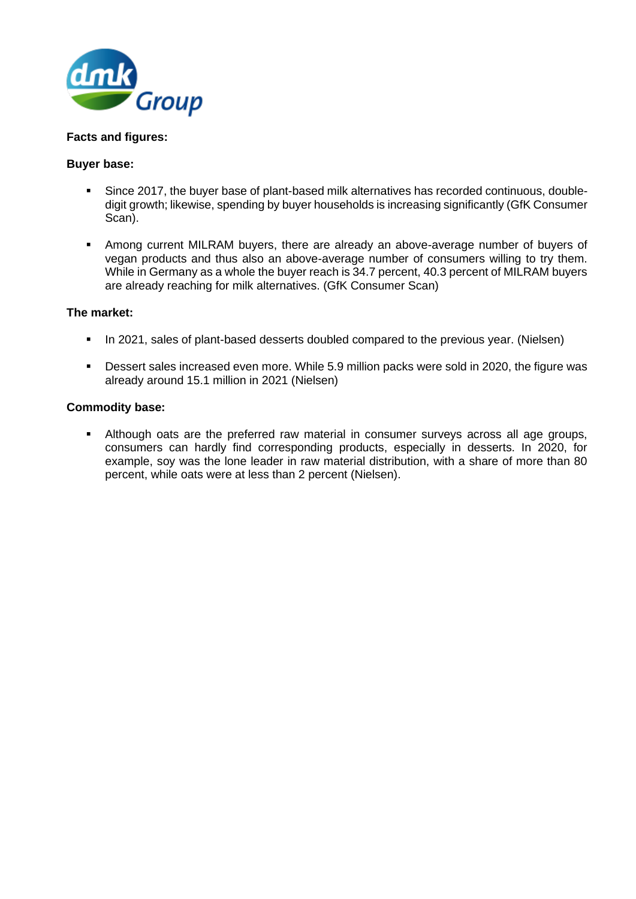**Facts and figures:**

**Buyer base:**

- Since 2017, the buyer base of plant-based milk alternatives has recorded continuous, double-digit growth; likewise, spending by buyer households is increasing significantly (GfK Consumer Scan).

- Among current MILRAM buyers, there are already an above-average number of buyers of vegan products and thus also an above-average number of consumers willing to try them. While in Germany as a whole the buyer reach is 34.7 percent, 40.3 percent of MILRAM buyers are already reaching for milk alternatives. (GfK Consumer Scan)

**The market:**

- In 2021, sales of plant-based desserts doubled compared to the previous year. (Nielsen)

- Dessert sales increased even more. While 5.9 million packs were sold in 2020, the figure was already around 15.1 million in 2021 (Nielsen)

**Commodity base:**

- Although oats are the preferred raw material in consumer surveys across all age groups, consumers can hardly find corresponding products, especially in desserts. In 2020, for example, soy was the lone leader in raw material distribution, with a share of more than 80 percent, while oats were at less than 2 percent (Nielsen).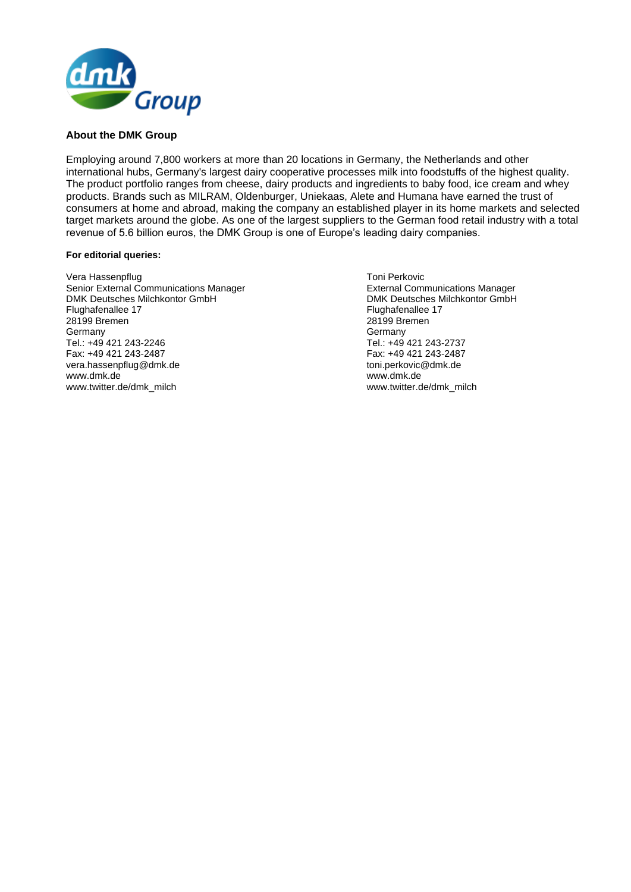### About the DMK Group

Employing around 7,800 workers at more than 20 locations in Germany, the Netherlands and other international hubs, Germany's largest dairy cooperative processes milk into foodstuffs of the highest quality. The product portfolio ranges from cheese, dairy products and ingredients to baby food, ice cream and whey products. Brands such as MILRAM, Oldenburger, Uniekaas, Alete and Humana have earned the trust of consumers at home and abroad, making the company an established player in its home markets and selected target markets around the globe. As one of the largest suppliers to the German food retail industry with a total revenue of 5.6 billion euros, the DMK Group is one of Europe's leading dairy companies.

**For editorial queries:**

Vera Hassenpflug
Senior External Communications Manager
DMK Deutsches Milchkontor GmbH
Flughafenallee 17
28199 Bremen
Germany
Tel.: +49 421 243-2246
Fax: +49 421 243-2487
vera.hassenpflug@dmk.de
www.dmk.de
www.twitter.de/dmk_milch

Toni Perkovic
External Communications Manager
DMK Deutsches Milchkontor GmbH
Flughafenallee 17
28199 Bremen
Germany
Tel.: +49 421 243-2737
Fax: +49 421 243-2487
toni.perkovic@dmk.de
www.dmk.de
www.twitter.de/dmk_milch